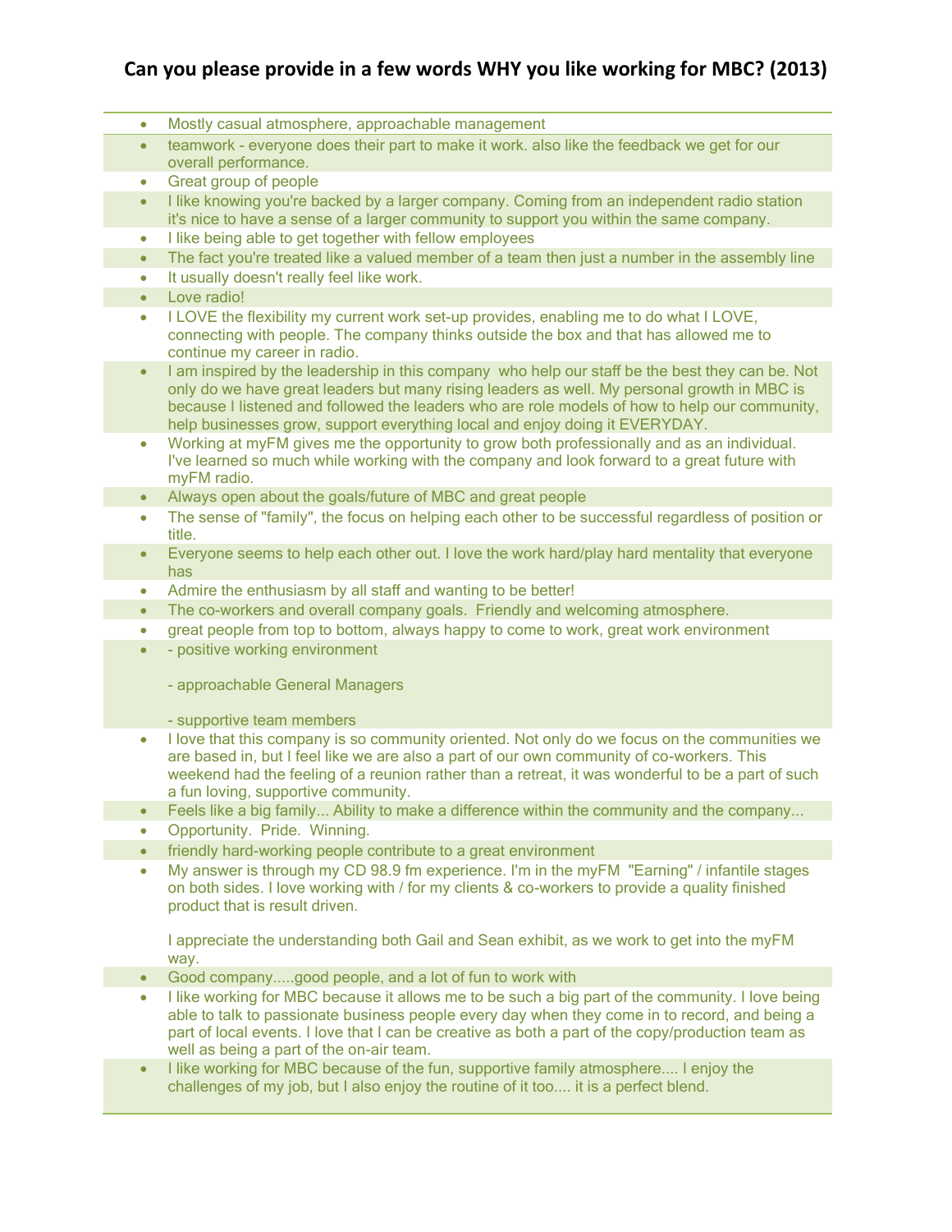# Can you please provide in a few words WHY you like working for MBC? (2013)

- Mostly casual atmosphere, approachable management
- teamwork - everyone does their part to make it work. also like the feedback we get for our overall performance.
- Great group of people
- I like knowing you're backed by a larger company. Coming from an independent radio station it's nice to have a sense of a larger community to support you within the same company.
- I like being able to get together with fellow employees
- The fact you're treated like a valued member of a team then just a number in the assembly line
- It usually doesn't really feel like work.
- Love radio!
- I LOVE the flexibility my current work set-up provides, enabling me to do what I LOVE, connecting with people. The company thinks outside the box and that has allowed me to continue my career in radio.
- I am inspired by the leadership in this company who help our staff be the best they can be. Not only do we have great leaders but many rising leaders as well. My personal growth in MBC is because I listened and followed the leaders who are role models of how to help our community, help businesses grow, support everything local and enjoy doing it EVERYDAY.
- Working at myFM gives me the opportunity to grow both professionally and as an individual. I've learned so much while working with the company and look forward to a great future with myFM radio.
- Always open about the goals/future of MBC and great people
- The sense of "family", the focus on helping each other to be successful regardless of position or title.
- Everyone seems to help each other out. I love the work hard/play hard mentality that everyone has
- Admire the enthusiasm by all staff and wanting to be better!
- The co-workers and overall company goals. Friendly and welcoming atmosphere.
- great people from top to bottom, always happy to come to work, great work environment
- - positive working environment

  - approachable General Managers

  - supportive team members
- I love that this company is so community oriented. Not only do we focus on the communities we are based in, but I feel like we are also a part of our own community of co-workers. This weekend had the feeling of a reunion rather than a retreat, it was wonderful to be a part of such a fun loving, supportive community.
- Feels like a big family... Ability to make a difference within the community and the company...
- Opportunity. Pride. Winning.
- friendly hard-working people contribute to a great environment
- My answer is through my CD 98.9 fm experience. I'm in the myFM "Earning" / infantile stages on both sides. I love working with / for my clients & co-workers to provide a quality finished product that is result driven.

  I appreciate the understanding both Gail and Sean exhibit, as we work to get into the myFM way.
- Good company.....good people, and a lot of fun to work with
- I like working for MBC because it allows me to be such a big part of the community. I love being able to talk to passionate business people every day when they come in to record, and being a part of local events. I love that I can be creative as both a part of the copy/production team as well as being a part of the on-air team.
- I like working for MBC because of the fun, supportive family atmosphere.... I enjoy the challenges of my job, but I also enjoy the routine of it too.... it is a perfect blend.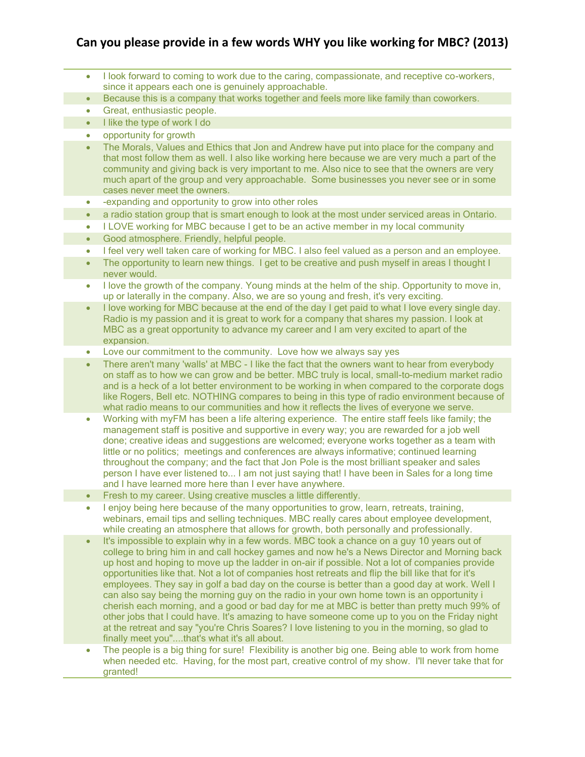# Can you please provide in a few words WHY you like working for MBC? (2013)

- I look forward to coming to work due to the caring, compassionate, and receptive co-workers, since it appears each one is genuinely approachable.
- Because this is a company that works together and feels more like family than coworkers.
- Great, enthusiastic people.
- I like the type of work I do
- opportunity for growth
- The Morals, Values and Ethics that Jon and Andrew have put into place for the company and that most follow them as well. I also like working here because we are very much a part of the community and giving back is very important to me. Also nice to see that the owners are very much apart of the group and very approachable. Some businesses you never see or in some cases never meet the owners.
- -expanding and opportunity to grow into other roles
- a radio station group that is smart enough to look at the most under serviced areas in Ontario.
- I LOVE working for MBC because I get to be an active member in my local community
- Good atmosphere. Friendly, helpful people.
- I feel very well taken care of working for MBC. I also feel valued as a person and an employee.
- The opportunity to learn new things. I get to be creative and push myself in areas I thought I never would.
- I love the growth of the company. Young minds at the helm of the ship. Opportunity to move in, up or laterally in the company. Also, we are so young and fresh, it's very exciting.
- I love working for MBC because at the end of the day I get paid to what I love every single day. Radio is my passion and it is great to work for a company that shares my passion. I look at MBC as a great opportunity to advance my career and I am very excited to apart of the expansion.
- Love our commitment to the community. Love how we always say yes
- There aren't many 'walls' at MBC - I like the fact that the owners want to hear from everybody on staff as to how we can grow and be better. MBC truly is local, small-to-medium market radio and is a heck of a lot better environment to be working in when compared to the corporate dogs like Rogers, Bell etc. NOTHING compares to being in this type of radio environment because of what radio means to our communities and how it reflects the lives of everyone we serve.
- Working with myFM has been a life altering experience. The entire staff feels like family; the management staff is positive and supportive in every way; you are rewarded for a job well done; creative ideas and suggestions are welcomed; everyone works together as a team with little or no politics; meetings and conferences are always informative; continued learning throughout the company; and the fact that Jon Pole is the most brilliant speaker and sales person I have ever listened to... I am not just saying that! I have been in Sales for a long time and I have learned more here than I ever have anywhere.
- Fresh to my career. Using creative muscles a little differently.
- I enjoy being here because of the many opportunities to grow, learn, retreats, training, webinars, email tips and selling techniques. MBC really cares about employee development, while creating an atmosphere that allows for growth, both personally and professionally.
- It's impossible to explain why in a few words. MBC took a chance on a guy 10 years out of college to bring him in and call hockey games and now he's a News Director and Morning back up host and hoping to move up the ladder in on-air if possible. Not a lot of companies provide opportunities like that. Not a lot of companies host retreats and flip the bill like that for it's employees. They say in golf a bad day on the course is better than a good day at work. Well I can also say being the morning guy on the radio in your own home town is an opportunity i cherish each morning, and a good or bad day for me at MBC is better than pretty much 99% of other jobs that I could have. It's amazing to have someone come up to you on the Friday night at the retreat and say "you're Chris Soares? I love listening to you in the morning, so glad to finally meet you"....that's what it's all about.
- The people is a big thing for sure! Flexibility is another big one. Being able to work from home when needed etc. Having, for the most part, creative control of my show. I'll never take that for granted!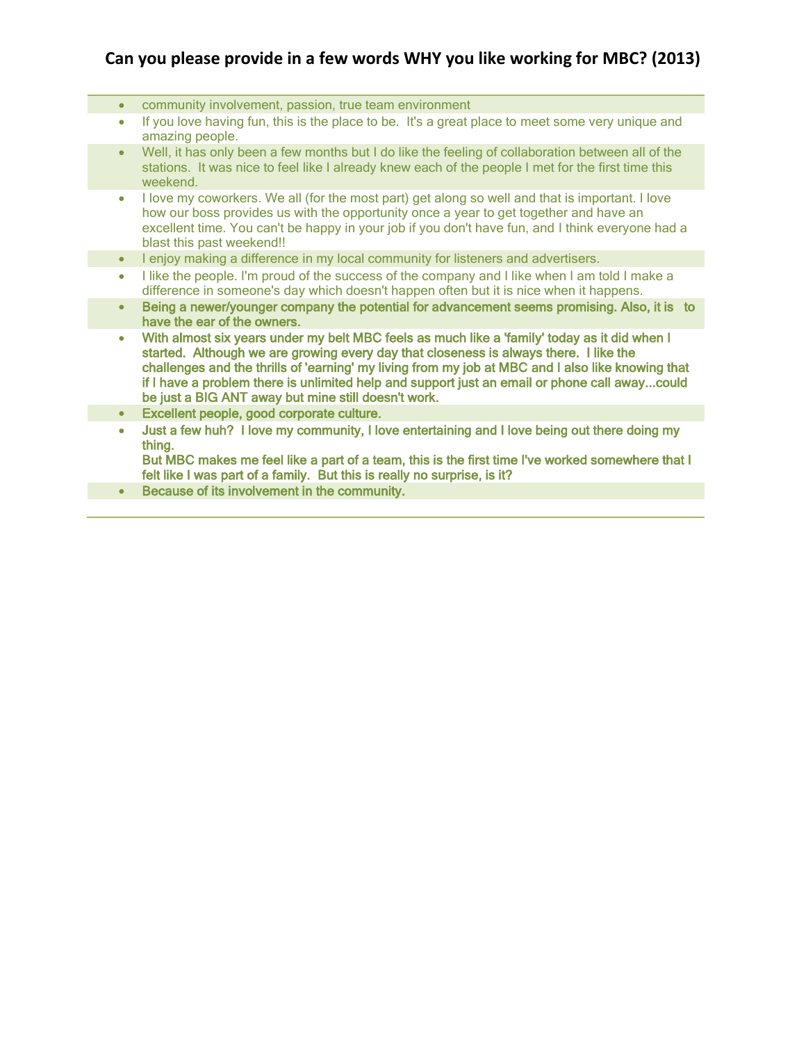# Can you please provide in a few words WHY you like working for MBC? (2013)

- community involvement, passion, true team environment
- If you love having fun, this is the place to be. It's a great place to meet some very unique and amazing people.
- Well, it has only been a few months but I do like the feeling of collaboration between all of the stations. It was nice to feel like I already knew each of the people I met for the first time this weekend.
- I love my coworkers. We all (for the most part) get along so well and that is important. I love how our boss provides us with the opportunity once a year to get together and have an excellent time. You can't be happy in your job if you don't have fun, and I think everyone had a blast this past weekend!!
- I enjoy making a difference in my local community for listeners and advertisers.
- I like the people. I'm proud of the success of the company and I like when I am told I make a difference in someone's day which doesn't happen often but it is nice when it happens.
- **Being a newer/younger company the potential for advancement seems promising. Also, it is to have the ear of the owners.**
- **With almost six years under my belt MBC feels as much like a 'family' today as it did when I started. Although we are growing every day that closeness is always there. I like the challenges and the thrills of 'earning' my living from my job at MBC and I also like knowing that if I have a problem there is unlimited help and support just an email or phone call away...could be just a BIG ANT away but mine still doesn't work.**
- **Excellent people, good corporate culture.**
- **Just a few huh? I love my community, I love entertaining and I love being out there doing my thing.**
  **But MBC makes me feel like a part of a team, this is the first time I've worked somewhere that I felt like I was part of a family. But this is really no surprise, is it?**
- **Because of its involvement in the community.**